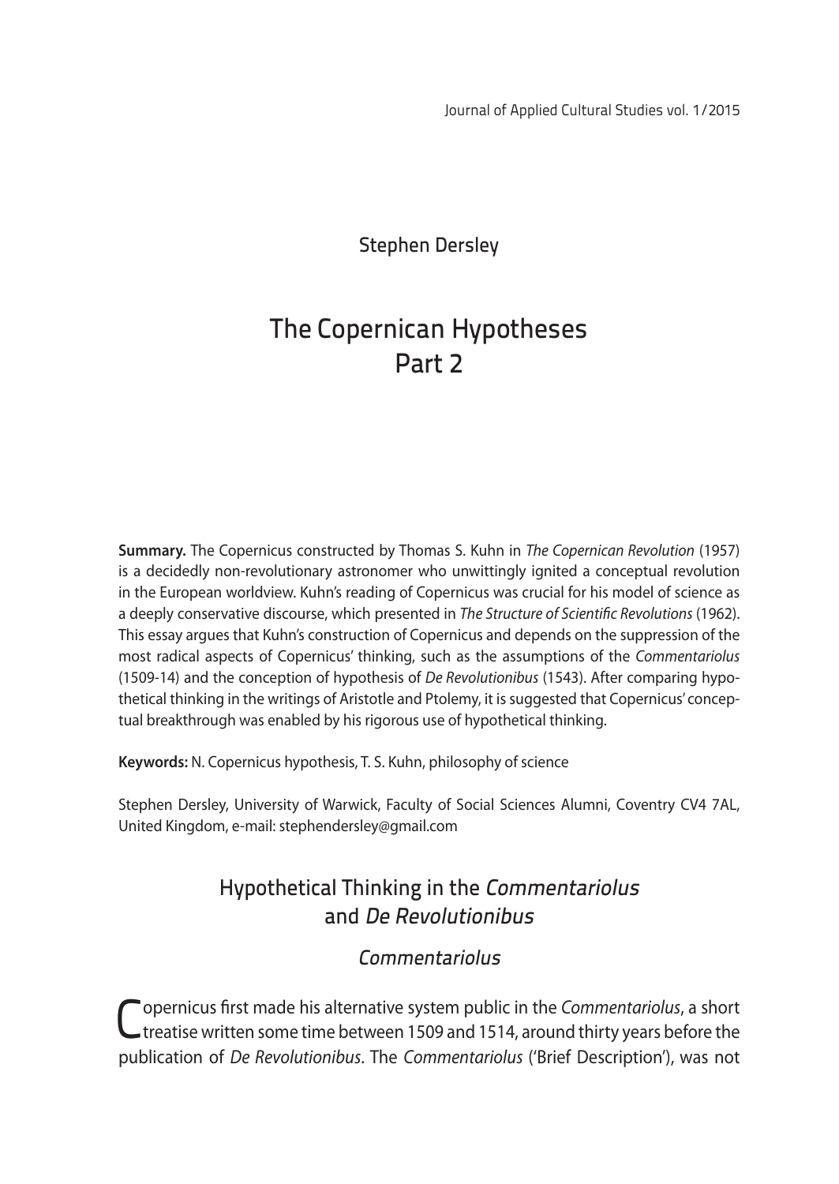Stephen Dersley

# The Copernican Hypotheses Part 2

**Summary.** The Copernicus constructed by Thomas S. Kuhn in *The Copernican Revolution* (1957) is a decidedly non-revolutionary astronomer who unwittingly ignited a conceptual revolution in the European worldview. Kuhn's reading of Copernicus was crucial for his model of science as a deeply conservative discourse, which presented in *The Structure of Scientific Revolutions* (1962). This essay argues that Kuhn's construction of Copernicus and depends on the suppression of the most radical aspects of Copernicus' thinking, such as the assumptions of the *Commentariolus* (1509-14) and the conception of hypothesis of *De Revolutionibus* (1543). After comparing hypothetical thinking in the writings of Aristotle and Ptolemy, it is suggested that Copernicus' conceptual breakthrough was enabled by his rigorous use of hypothetical thinking.

**Keywords:** N. Copernicus hypothesis, T. S. Kuhn, philosophy of science

Stephen Dersley, University of Warwick, Faculty of Social Sciences Alumni, Coventry CV4 7AL, United Kingdom, e-mail: stephendersley@gmail.com

## Hypothetical Thinking in the *Commentariolus* and *De Revolutionibus*

### *Commentariolus*

Copernicus first made his alternative system public in the *Commentariolus*, a short treatise written some time between 1509 and 1514, around thirty years before the publication of *De Revolutionibus*. The *Commentariolus* ('Brief Description'), was not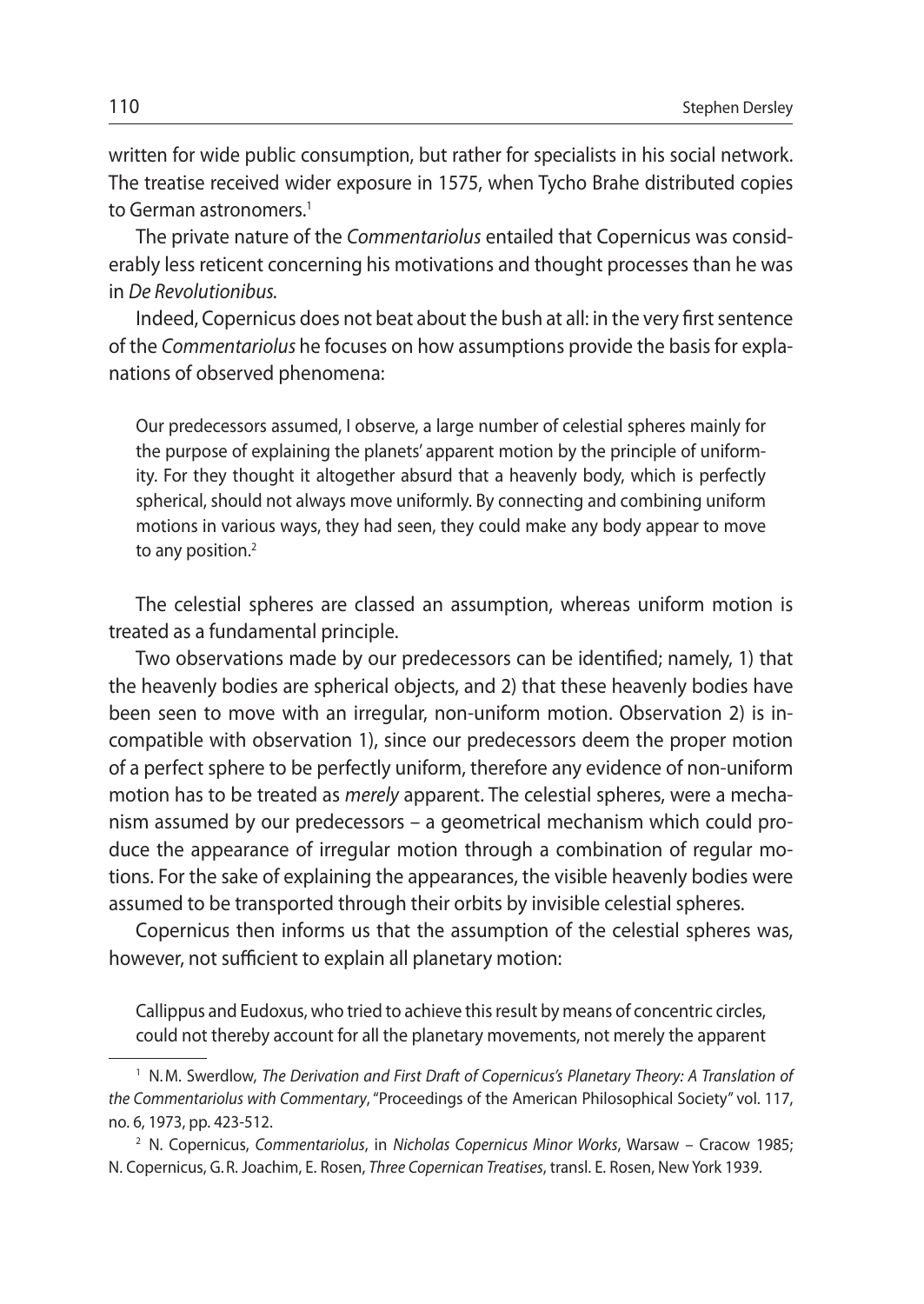written for wide public consumption, but rather for specialists in his social network. The treatise received wider exposure in 1575, when Tycho Brahe distributed copies to German astronomers.[1]

The private nature of the *Commentariolus* entailed that Copernicus was considerably less reticent concerning his motivations and thought processes than he was in *De Revolutionibus.*

Indeed, Copernicus does not beat about the bush at all: in the very first sentence of the *Commentariolus* he focuses on how assumptions provide the basis for explanations of observed phenomena:

> Our predecessors assumed, I observe, a large number of celestial spheres mainly for the purpose of explaining the planets' apparent motion by the principle of uniformity. For they thought it altogether absurd that a heavenly body, which is perfectly spherical, should not always move uniformly. By connecting and combining uniform motions in various ways, they had seen, they could make any body appear to move to any position.[2]

The celestial spheres are classed an assumption, whereas uniform motion is treated as a fundamental principle.

Two observations made by our predecessors can be identified; namely, 1) that the heavenly bodies are spherical objects, and 2) that these heavenly bodies have been seen to move with an irregular, non-uniform motion. Observation 2) is incompatible with observation 1), since our predecessors deem the proper motion of a perfect sphere to be perfectly uniform, therefore any evidence of non-uniform motion has to be treated as *merely* apparent. The celestial spheres, were a mechanism assumed by our predecessors – a geometrical mechanism which could produce the appearance of irregular motion through a combination of regular motions. For the sake of explaining the appearances, the visible heavenly bodies were assumed to be transported through their orbits by invisible celestial spheres.

Copernicus then informs us that the assumption of the celestial spheres was, however, not sufficient to explain all planetary motion:

> Callippus and Eudoxus, who tried to achieve this result by means of concentric circles, could not thereby account for all the planetary movements, not merely the apparent

---

[1] N.M. Swerdlow, *The Derivation and First Draft of Copernicus's Planetary Theory: A Translation of the Commentariolus with Commentary*, "Proceedings of the American Philosophical Society" vol. 117, no. 6, 1973, pp. 423-512.

[2] N. Copernicus, *Commentariolus*, in *Nicholas Copernicus Minor Works*, Warsaw – Cracow 1985; N. Copernicus, G.R. Joachim, E. Rosen, *Three Copernican Treatises*, transl. E. Rosen, New York 1939.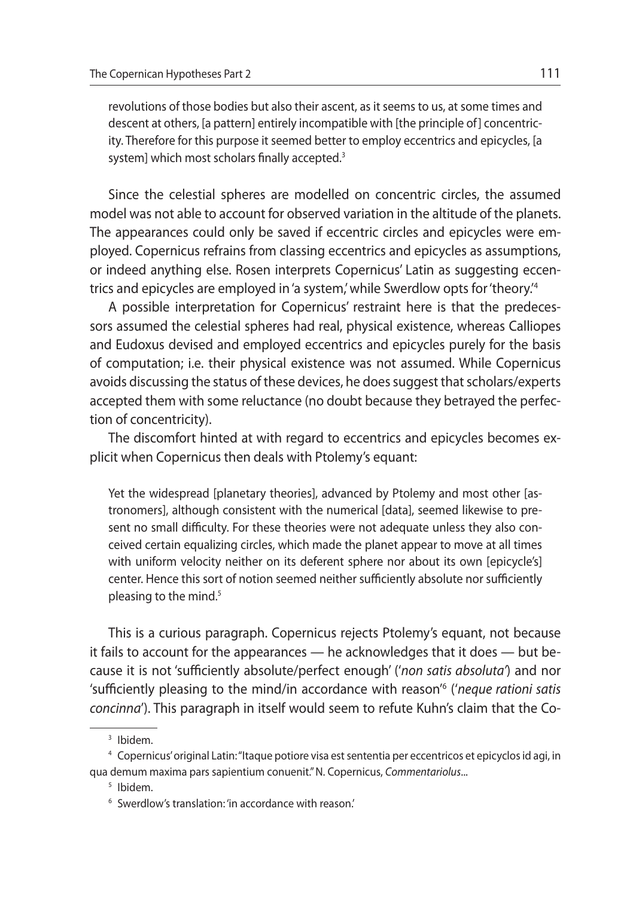> revolutions of those bodies but also their ascent, as it seems to us, at some times and descent at others, [a pattern] entirely incompatible with [the principle of] concentricity. Therefore for this purpose it seemed better to employ eccentrics and epicycles, [a system] which most scholars finally accepted.[3]

Since the celestial spheres are modelled on concentric circles, the assumed model was not able to account for observed variation in the altitude of the planets. The appearances could only be saved if eccentric circles and epicycles were employed. Copernicus refrains from classing eccentrics and epicycles as assumptions, or indeed anything else. Rosen interprets Copernicus' Latin as suggesting eccentrics and epicycles are employed in 'a system,' while Swerdlow opts for 'theory.'[4]

A possible interpretation for Copernicus' restraint here is that the predecessors assumed the celestial spheres had real, physical existence, whereas Calliopes and Eudoxus devised and employed eccentrics and epicycles purely for the basis of computation; i.e. their physical existence was not assumed. While Copernicus avoids discussing the status of these devices, he does suggest that scholars/experts accepted them with some reluctance (no doubt because they betrayed the perfection of concentricity).

The discomfort hinted at with regard to eccentrics and epicycles becomes explicit when Copernicus then deals with Ptolemy's equant:

> Yet the widespread [planetary theories], advanced by Ptolemy and most other [astronomers], although consistent with the numerical [data], seemed likewise to present no small difficulty. For these theories were not adequate unless they also conceived certain equalizing circles, which made the planet appear to move at all times with uniform velocity neither on its deferent sphere nor about its own [epicycle's] center. Hence this sort of notion seemed neither sufficiently absolute nor sufficiently pleasing to the mind.[5]

This is a curious paragraph. Copernicus rejects Ptolemy's equant, not because it fails to account for the appearances — he acknowledges that it does — but because it is not 'sufficiently absolute/perfect enough' ('*non satis absoluta*') and nor 'sufficiently pleasing to the mind/in accordance with reason'[6] ('*neque rationi satis concinna*'). This paragraph in itself would seem to refute Kuhn's claim that the Co-

---

[3] Ibidem.

[4] Copernicus' original Latin: "Itaque potiore visa est sententia per eccentricos et epicyclos id agi, in qua demum maxima pars sapientium conuenit." N. Copernicus, *Commentariolus*...

[5] Ibidem.

[6] Swerdlow's translation: 'in accordance with reason.'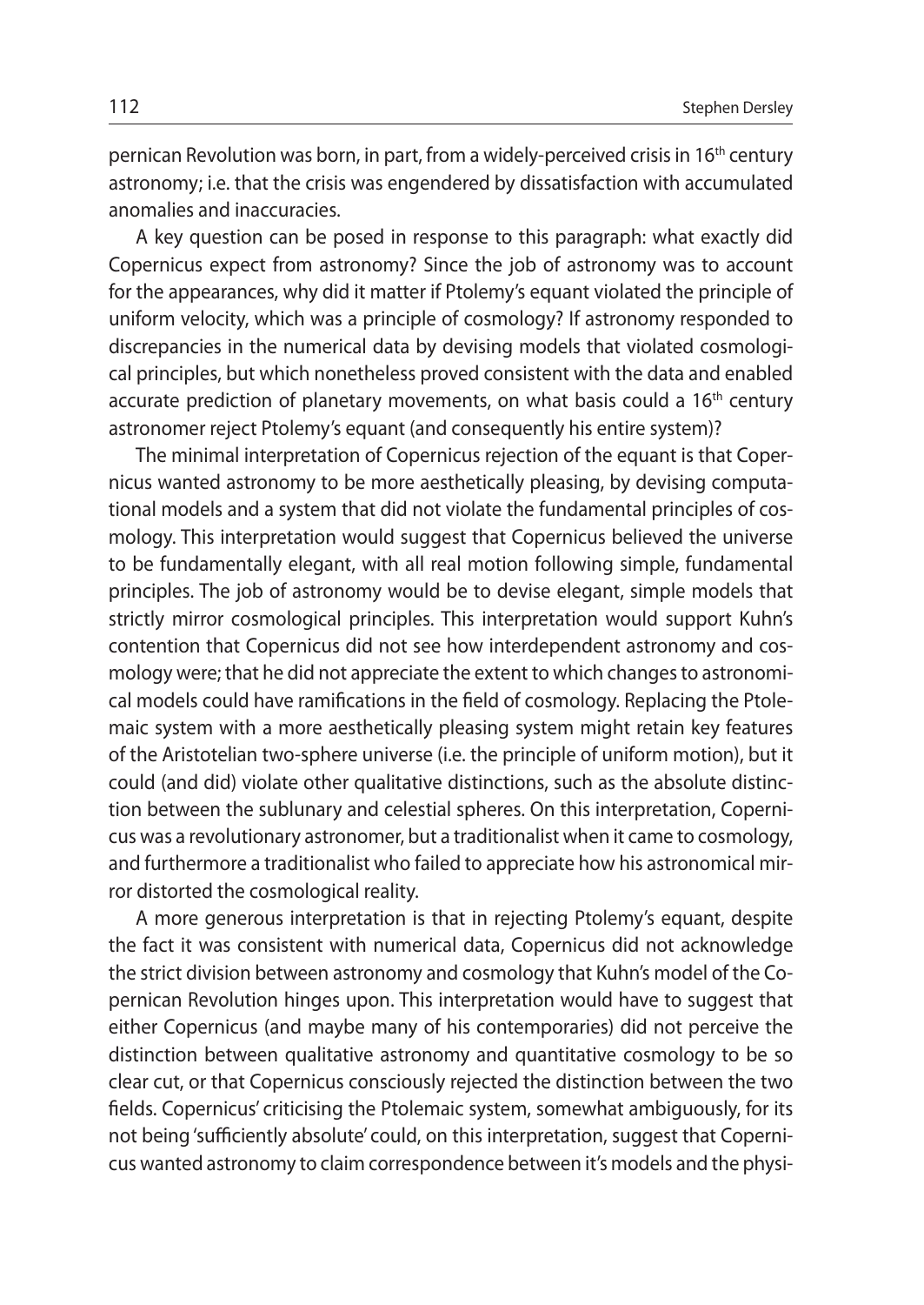pernican Revolution was born, in part, from a widely-perceived crisis in 16th century astronomy; i.e. that the crisis was engendered by dissatisfaction with accumulated anomalies and inaccuracies.

A key question can be posed in response to this paragraph: what exactly did Copernicus expect from astronomy? Since the job of astronomy was to account for the appearances, why did it matter if Ptolemy's equant violated the principle of uniform velocity, which was a principle of cosmology? If astronomy responded to discrepancies in the numerical data by devising models that violated cosmological principles, but which nonetheless proved consistent with the data and enabled accurate prediction of planetary movements, on what basis could a 16th century astronomer reject Ptolemy's equant (and consequently his entire system)?

The minimal interpretation of Copernicus rejection of the equant is that Copernicus wanted astronomy to be more aesthetically pleasing, by devising computational models and a system that did not violate the fundamental principles of cosmology. This interpretation would suggest that Copernicus believed the universe to be fundamentally elegant, with all real motion following simple, fundamental principles. The job of astronomy would be to devise elegant, simple models that strictly mirror cosmological principles. This interpretation would support Kuhn's contention that Copernicus did not see how interdependent astronomy and cosmology were; that he did not appreciate the extent to which changes to astronomical models could have ramifications in the field of cosmology. Replacing the Ptolemaic system with a more aesthetically pleasing system might retain key features of the Aristotelian two-sphere universe (i.e. the principle of uniform motion), but it could (and did) violate other qualitative distinctions, such as the absolute distinction between the sublunary and celestial spheres. On this interpretation, Copernicus was a revolutionary astronomer, but a traditionalist when it came to cosmology, and furthermore a traditionalist who failed to appreciate how his astronomical mirror distorted the cosmological reality.

A more generous interpretation is that in rejecting Ptolemy's equant, despite the fact it was consistent with numerical data, Copernicus did not acknowledge the strict division between astronomy and cosmology that Kuhn's model of the Copernican Revolution hinges upon. This interpretation would have to suggest that either Copernicus (and maybe many of his contemporaries) did not perceive the distinction between qualitative astronomy and quantitative cosmology to be so clear cut, or that Copernicus consciously rejected the distinction between the two fields. Copernicus' criticising the Ptolemaic system, somewhat ambiguously, for its not being 'sufficiently absolute' could, on this interpretation, suggest that Copernicus wanted astronomy to claim correspondence between it's models and the physi-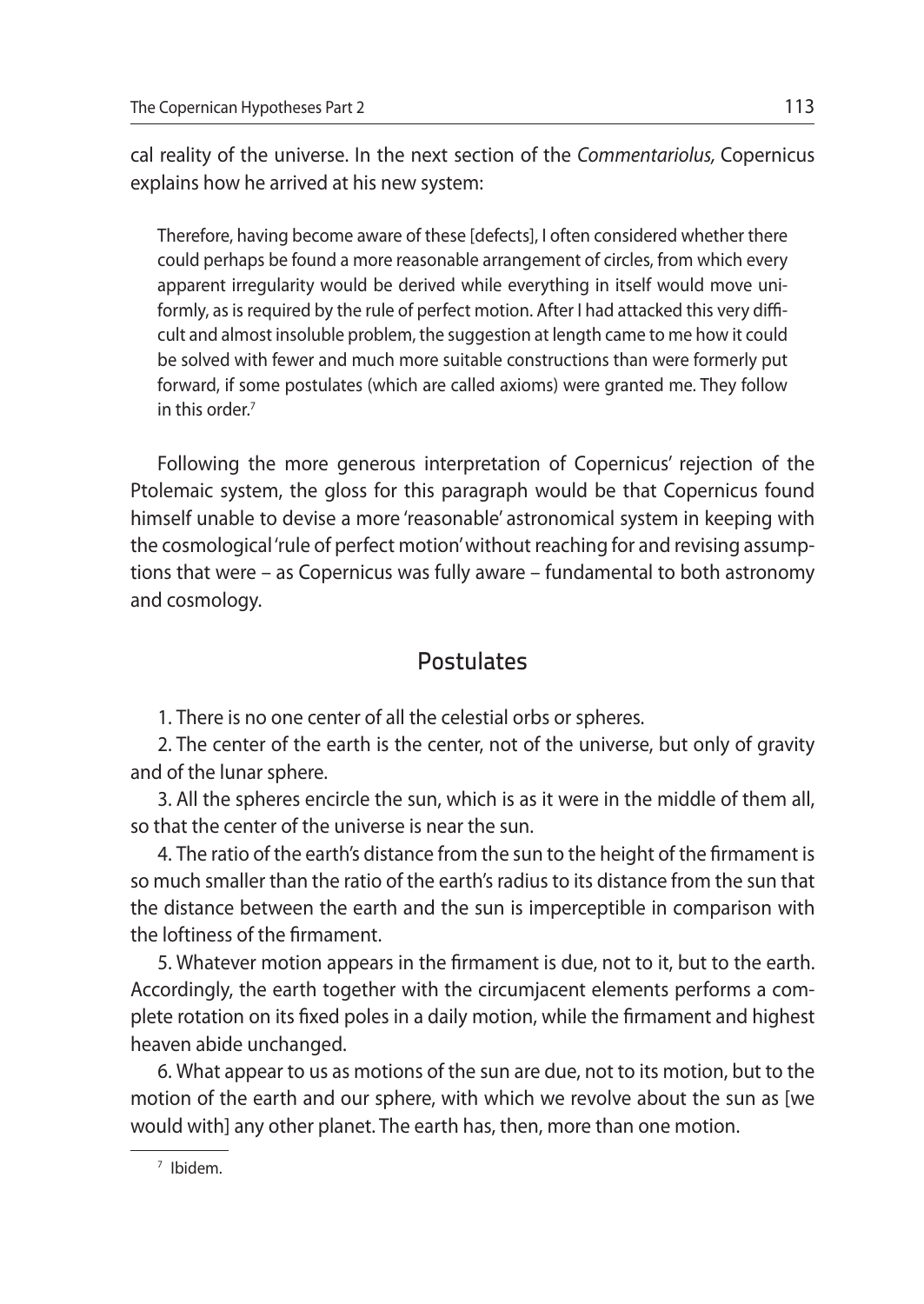cal reality of the universe. In the next section of the *Commentariolus,* Copernicus explains how he arrived at his new system:

> Therefore, having become aware of these [defects], I often considered whether there could perhaps be found a more reasonable arrangement of circles, from which every apparent irregularity would be derived while everything in itself would move uniformly, as is required by the rule of perfect motion. After I had attacked this very difficult and almost insoluble problem, the suggestion at length came to me how it could be solved with fewer and much more suitable constructions than were formerly put forward, if some postulates (which are called axioms) were granted me. They follow in this order.[7]

Following the more generous interpretation of Copernicus' rejection of the Ptolemaic system, the gloss for this paragraph would be that Copernicus found himself unable to devise a more 'reasonable' astronomical system in keeping with the cosmological 'rule of perfect motion' without reaching for and revising assumptions that were – as Copernicus was fully aware – fundamental to both astronomy and cosmology.

## Postulates

1. There is no one center of all the celestial orbs or spheres.

2. The center of the earth is the center, not of the universe, but only of gravity and of the lunar sphere.

3. All the spheres encircle the sun, which is as it were in the middle of them all, so that the center of the universe is near the sun.

4. The ratio of the earth's distance from the sun to the height of the firmament is so much smaller than the ratio of the earth's radius to its distance from the sun that the distance between the earth and the sun is imperceptible in comparison with the loftiness of the firmament.

5. Whatever motion appears in the firmament is due, not to it, but to the earth. Accordingly, the earth together with the circumjacent elements performs a complete rotation on its fixed poles in a daily motion, while the firmament and highest heaven abide unchanged.

6. What appear to us as motions of the sun are due, not to its motion, but to the motion of the earth and our sphere, with which we revolve about the sun as [we would with] any other planet. The earth has, then, more than one motion.

[7] Ibidem.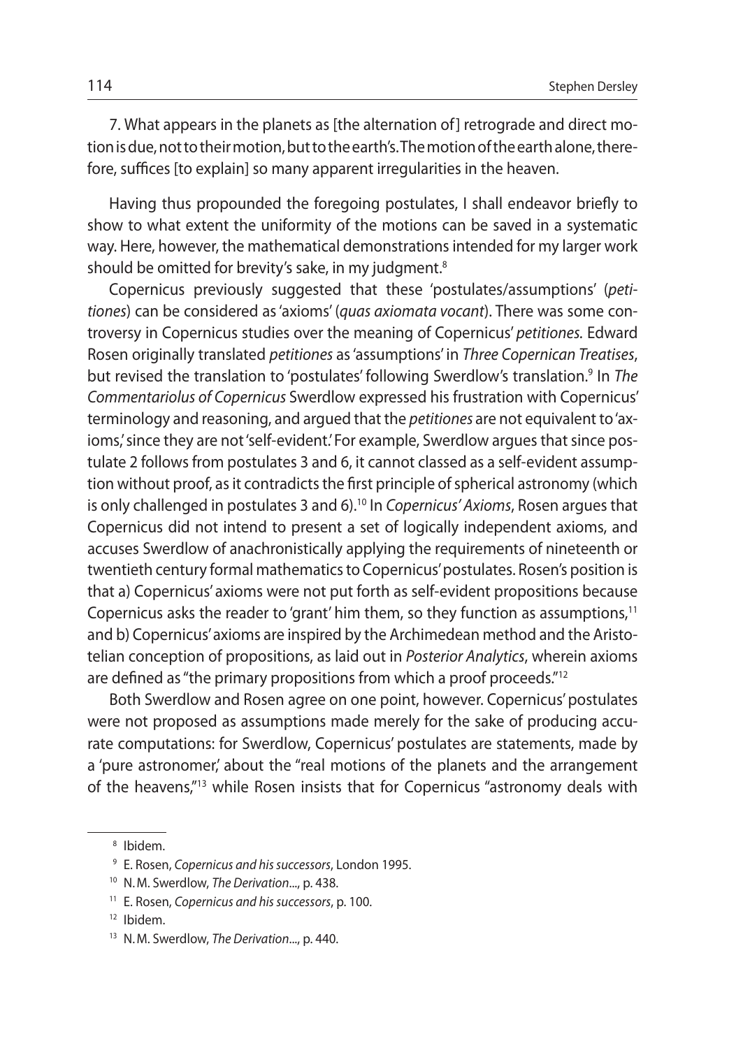7. What appears in the planets as [the alternation of] retrograde and direct motion is due, not to their motion, but to the earth's. The motion of the earth alone, therefore, suffices [to explain] so many apparent irregularities in the heaven.

Having thus propounded the foregoing postulates, I shall endeavor briefly to show to what extent the uniformity of the motions can be saved in a systematic way. Here, however, the mathematical demonstrations intended for my larger work should be omitted for brevity's sake, in my judgment.[8]

Copernicus previously suggested that these 'postulates/assumptions' (*petitiones*) can be considered as 'axioms' (*quas axiomata vocant*). There was some controversy in Copernicus studies over the meaning of Copernicus' *petitiones.* Edward Rosen originally translated *petitiones* as 'assumptions' in *Three Copernican Treatises*, but revised the translation to 'postulates' following Swerdlow's translation.[9] In *The Commentariolus of Copernicus* Swerdlow expressed his frustration with Copernicus' terminology and reasoning, and argued that the *petitiones* are not equivalent to 'axioms,' since they are not 'self-evident.' For example, Swerdlow argues that since postulate 2 follows from postulates 3 and 6, it cannot classed as a self-evident assumption without proof, as it contradicts the first principle of spherical astronomy (which is only challenged in postulates 3 and 6).[10] In *Copernicus' Axioms*, Rosen argues that Copernicus did not intend to present a set of logically independent axioms, and accuses Swerdlow of anachronistically applying the requirements of nineteenth or twentieth century formal mathematics to Copernicus' postulates. Rosen's position is that a) Copernicus' axioms were not put forth as self-evident propositions because Copernicus asks the reader to 'grant' him them, so they function as assumptions,[11] and b) Copernicus' axioms are inspired by the Archimedean method and the Aristotelian conception of propositions, as laid out in *Posterior Analytics*, wherein axioms are defined as "the primary propositions from which a proof proceeds."[12]

Both Swerdlow and Rosen agree on one point, however. Copernicus' postulates were not proposed as assumptions made merely for the sake of producing accurate computations: for Swerdlow, Copernicus' postulates are statements, made by a 'pure astronomer,' about the "real motions of the planets and the arrangement of the heavens,"[13] while Rosen insists that for Copernicus "astronomy deals with

---

[8] Ibidem.

[9] E. Rosen, *Copernicus and his successors*, London 1995.

[10] N.M. Swerdlow, *The Derivation*..., p. 438.

[11] E. Rosen, *Copernicus and his successors*, p. 100.

[12] Ibidem.

[13] N.M. Swerdlow, *The Derivation*..., p. 440.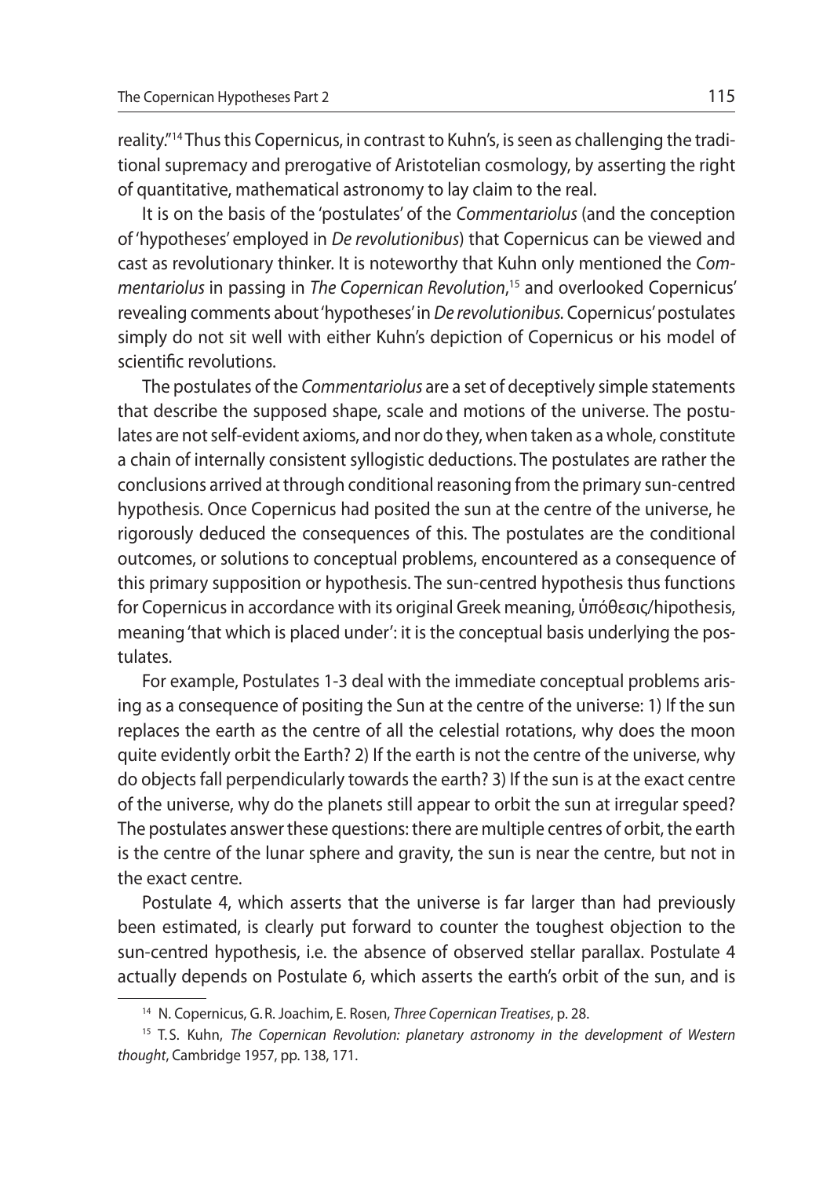reality."[14] Thus this Copernicus, in contrast to Kuhn's, is seen as challenging the traditional supremacy and prerogative of Aristotelian cosmology, by asserting the right of quantitative, mathematical astronomy to lay claim to the real.

It is on the basis of the 'postulates' of the *Commentariolus* (and the conception of 'hypotheses' employed in *De revolutionibus*) that Copernicus can be viewed and cast as revolutionary thinker. It is noteworthy that Kuhn only mentioned the *Commentariolus* in passing in *The Copernican Revolution*,[15] and overlooked Copernicus' revealing comments about 'hypotheses' in *De revolutionibus.* Copernicus' postulates simply do not sit well with either Kuhn's depiction of Copernicus or his model of scientific revolutions.

The postulates of the *Commentariolus* are a set of deceptively simple statements that describe the supposed shape, scale and motions of the universe. The postulates are not self-evident axioms, and nor do they, when taken as a whole, constitute a chain of internally consistent syllogistic deductions. The postulates are rather the conclusions arrived at through conditional reasoning from the primary sun-centred hypothesis. Once Copernicus had posited the sun at the centre of the universe, he rigorously deduced the consequences of this. The postulates are the conditional outcomes, or solutions to conceptual problems, encountered as a consequence of this primary supposition or hypothesis. The sun-centred hypothesis thus functions for Copernicus in accordance with its original Greek meaning, ὑπόθεσις/hipothesis, meaning 'that which is placed under': it is the conceptual basis underlying the postulates.

For example, Postulates 1-3 deal with the immediate conceptual problems arising as a consequence of positing the Sun at the centre of the universe: 1) If the sun replaces the earth as the centre of all the celestial rotations, why does the moon quite evidently orbit the Earth? 2) If the earth is not the centre of the universe, why do objects fall perpendicularly towards the earth? 3) If the sun is at the exact centre of the universe, why do the planets still appear to orbit the sun at irregular speed? The postulates answer these questions: there are multiple centres of orbit, the earth is the centre of the lunar sphere and gravity, the sun is near the centre, but not in the exact centre.

Postulate 4, which asserts that the universe is far larger than had previously been estimated, is clearly put forward to counter the toughest objection to the sun-centred hypothesis, i.e. the absence of observed stellar parallax. Postulate 4 actually depends on Postulate 6, which asserts the earth's orbit of the sun, and is

---

[14] N. Copernicus, G.R. Joachim, E. Rosen, *Three Copernican Treatises*, p. 28.

[15] T.S. Kuhn, *The Copernican Revolution: planetary astronomy in the development of Western thought*, Cambridge 1957, pp. 138, 171.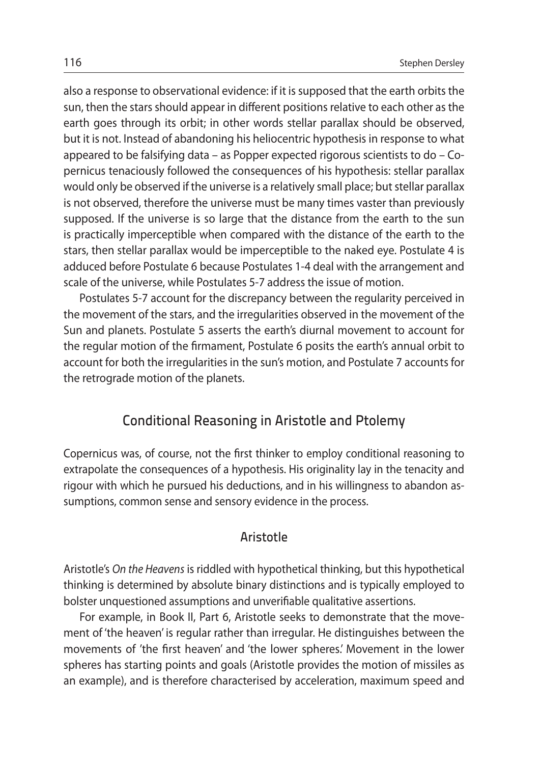also a response to observational evidence: if it is supposed that the earth orbits the sun, then the stars should appear in different positions relative to each other as the earth goes through its orbit; in other words stellar parallax should be observed, but it is not. Instead of abandoning his heliocentric hypothesis in response to what appeared to be falsifying data – as Popper expected rigorous scientists to do – Copernicus tenaciously followed the consequences of his hypothesis: stellar parallax would only be observed if the universe is a relatively small place; but stellar parallax is not observed, therefore the universe must be many times vaster than previously supposed. If the universe is so large that the distance from the earth to the sun is practically imperceptible when compared with the distance of the earth to the stars, then stellar parallax would be imperceptible to the naked eye. Postulate 4 is adduced before Postulate 6 because Postulates 1-4 deal with the arrangement and scale of the universe, while Postulates 5-7 address the issue of motion.

Postulates 5-7 account for the discrepancy between the regularity perceived in the movement of the stars, and the irregularities observed in the movement of the Sun and planets. Postulate 5 asserts the earth's diurnal movement to account for the regular motion of the firmament, Postulate 6 posits the earth's annual orbit to account for both the irregularities in the sun's motion, and Postulate 7 accounts for the retrograde motion of the planets.

## Conditional Reasoning in Aristotle and Ptolemy

Copernicus was, of course, not the first thinker to employ conditional reasoning to extrapolate the consequences of a hypothesis. His originality lay in the tenacity and rigour with which he pursued his deductions, and in his willingness to abandon assumptions, common sense and sensory evidence in the process.

### Aristotle

Aristotle's *On the Heavens* is riddled with hypothetical thinking, but this hypothetical thinking is determined by absolute binary distinctions and is typically employed to bolster unquestioned assumptions and unverifiable qualitative assertions.

For example, in Book II, Part 6, Aristotle seeks to demonstrate that the movement of 'the heaven' is regular rather than irregular. He distinguishes between the movements of 'the first heaven' and 'the lower spheres.' Movement in the lower spheres has starting points and goals (Aristotle provides the motion of missiles as an example), and is therefore characterised by acceleration, maximum speed and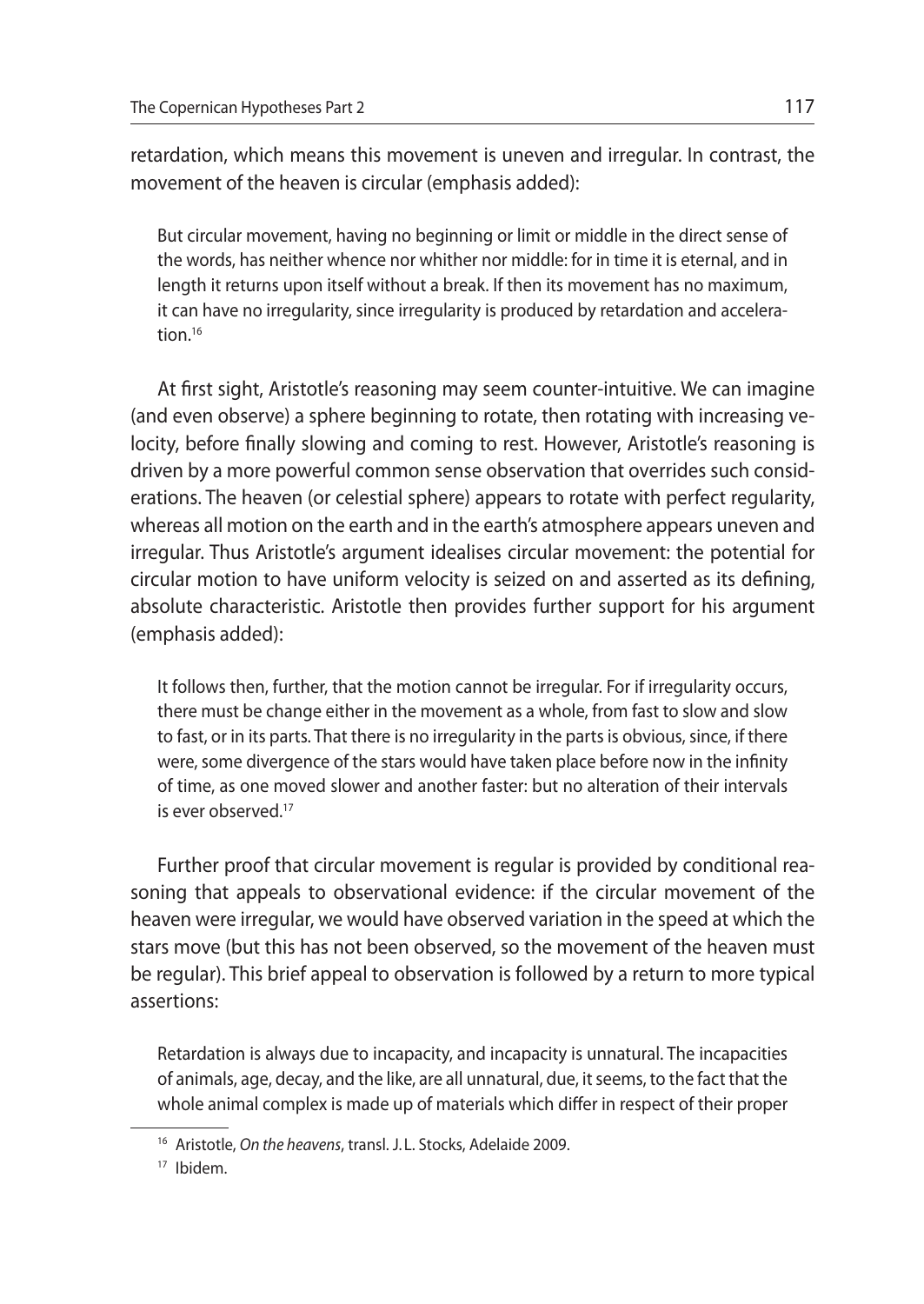retardation, which means this movement is uneven and irregular. In contrast, the movement of the heaven is circular (emphasis added):

> But circular movement, having no beginning or limit or middle in the direct sense of the words, has neither whence nor whither nor middle: for in time it is eternal, and in length it returns upon itself without a break. If then its movement has no maximum, it can have no irregularity, since irregularity is produced by retardation and acceleration.[16]

At first sight, Aristotle's reasoning may seem counter-intuitive. We can imagine (and even observe) a sphere beginning to rotate, then rotating with increasing velocity, before finally slowing and coming to rest. However, Aristotle's reasoning is driven by a more powerful common sense observation that overrides such considerations. The heaven (or celestial sphere) appears to rotate with perfect regularity, whereas all motion on the earth and in the earth's atmosphere appears uneven and irregular. Thus Aristotle's argument idealises circular movement: the potential for circular motion to have uniform velocity is seized on and asserted as its defining, absolute characteristic. Aristotle then provides further support for his argument (emphasis added):

> It follows then, further, that the motion cannot be irregular. For if irregularity occurs, there must be change either in the movement as a whole, from fast to slow and slow to fast, or in its parts. That there is no irregularity in the parts is obvious, since, if there were, some divergence of the stars would have taken place before now in the infinity of time, as one moved slower and another faster: but no alteration of their intervals is ever observed.[17]

Further proof that circular movement is regular is provided by conditional reasoning that appeals to observational evidence: if the circular movement of the heaven were irregular, we would have observed variation in the speed at which the stars move (but this has not been observed, so the movement of the heaven must be regular). This brief appeal to observation is followed by a return to more typical assertions:

> Retardation is always due to incapacity, and incapacity is unnatural. The incapacities of animals, age, decay, and the like, are all unnatural, due, it seems, to the fact that the whole animal complex is made up of materials which differ in respect of their proper

[16] Aristotle, *On the heavens*, transl. J.L. Stocks, Adelaide 2009.

[17] Ibidem.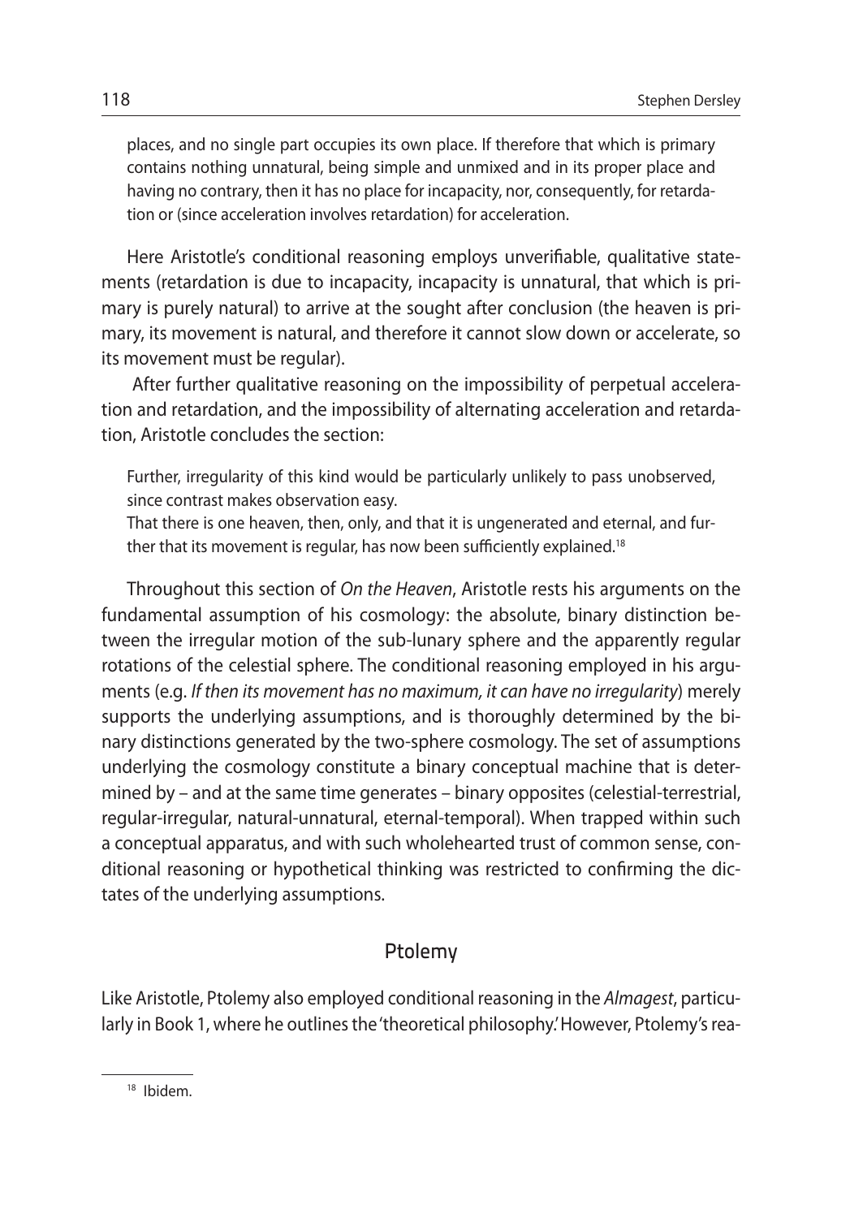> places, and no single part occupies its own place. If therefore that which is primary contains nothing unnatural, being simple and unmixed and in its proper place and having no contrary, then it has no place for incapacity, nor, consequently, for retardation or (since acceleration involves retardation) for acceleration.

Here Aristotle's conditional reasoning employs unverifiable, qualitative statements (retardation is due to incapacity, incapacity is unnatural, that which is primary is purely natural) to arrive at the sought after conclusion (the heaven is primary, its movement is natural, and therefore it cannot slow down or accelerate, so its movement must be regular).

After further qualitative reasoning on the impossibility of perpetual acceleration and retardation, and the impossibility of alternating acceleration and retardation, Aristotle concludes the section:

> Further, irregularity of this kind would be particularly unlikely to pass unobserved, since contrast makes observation easy.
> That there is one heaven, then, only, and that it is ungenerated and eternal, and further that its movement is regular, has now been sufficiently explained.[18]

Throughout this section of *On the Heaven*, Aristotle rests his arguments on the fundamental assumption of his cosmology: the absolute, binary distinction between the irregular motion of the sub-lunary sphere and the apparently regular rotations of the celestial sphere. The conditional reasoning employed in his arguments (e.g. *If then its movement has no maximum, it can have no irregularity*) merely supports the underlying assumptions, and is thoroughly determined by the binary distinctions generated by the two-sphere cosmology. The set of assumptions underlying the cosmology constitute a binary conceptual machine that is determined by – and at the same time generates – binary opposites (celestial-terrestrial, regular-irregular, natural-unnatural, eternal-temporal). When trapped within such a conceptual apparatus, and with such wholehearted trust of common sense, conditional reasoning or hypothetical thinking was restricted to confirming the dictates of the underlying assumptions.

## Ptolemy

Like Aristotle, Ptolemy also employed conditional reasoning in the *Almagest*, particularly in Book 1, where he outlines the 'theoretical philosophy.' However, Ptolemy's rea-

---

[18] Ibidem.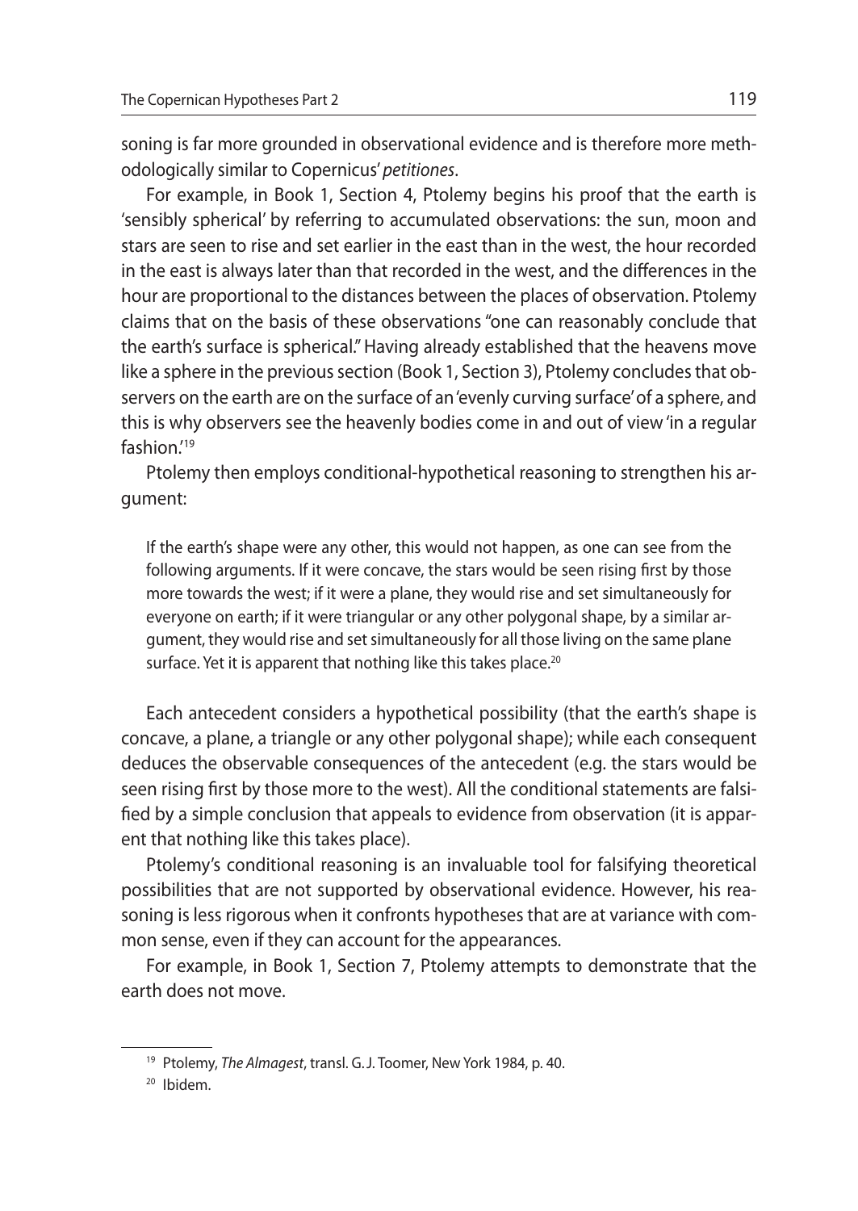soning is far more grounded in observational evidence and is therefore more methodologically similar to Copernicus' *petitiones*.

For example, in Book 1, Section 4, Ptolemy begins his proof that the earth is 'sensibly spherical' by referring to accumulated observations: the sun, moon and stars are seen to rise and set earlier in the east than in the west, the hour recorded in the east is always later than that recorded in the west, and the differences in the hour are proportional to the distances between the places of observation. Ptolemy claims that on the basis of these observations "one can reasonably conclude that the earth's surface is spherical." Having already established that the heavens move like a sphere in the previous section (Book 1, Section 3), Ptolemy concludes that observers on the earth are on the surface of an 'evenly curving surface' of a sphere, and this is why observers see the heavenly bodies come in and out of view 'in a regular fashion.'[19]

Ptolemy then employs conditional-hypothetical reasoning to strengthen his argument:

> If the earth's shape were any other, this would not happen, as one can see from the following arguments. If it were concave, the stars would be seen rising first by those more towards the west; if it were a plane, they would rise and set simultaneously for everyone on earth; if it were triangular or any other polygonal shape, by a similar argument, they would rise and set simultaneously for all those living on the same plane surface. Yet it is apparent that nothing like this takes place.[20]

Each antecedent considers a hypothetical possibility (that the earth's shape is concave, a plane, a triangle or any other polygonal shape); while each consequent deduces the observable consequences of the antecedent (e.g. the stars would be seen rising first by those more to the west). All the conditional statements are falsified by a simple conclusion that appeals to evidence from observation (it is apparent that nothing like this takes place).

Ptolemy's conditional reasoning is an invaluable tool for falsifying theoretical possibilities that are not supported by observational evidence. However, his reasoning is less rigorous when it confronts hypotheses that are at variance with common sense, even if they can account for the appearances.

For example, in Book 1, Section 7, Ptolemy attempts to demonstrate that the earth does not move.

---

[19] Ptolemy, *The Almagest*, transl. G. J. Toomer, New York 1984, p. 40.

[20] Ibidem.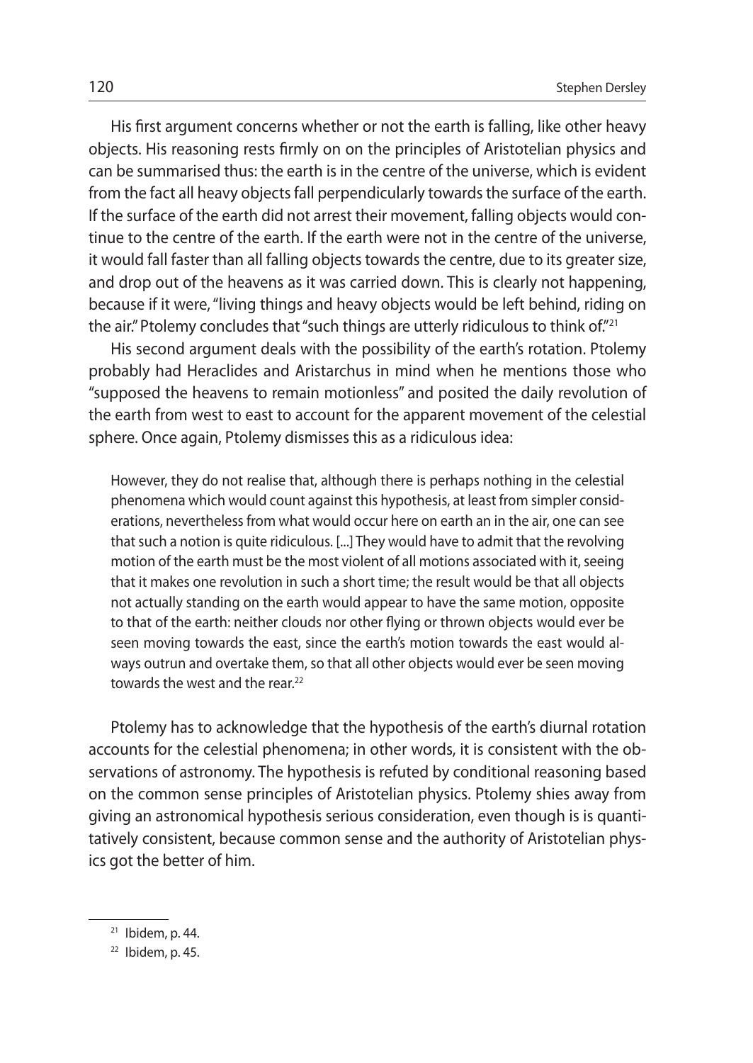His first argument concerns whether or not the earth is falling, like other heavy objects. His reasoning rests firmly on on the principles of Aristotelian physics and can be summarised thus: the earth is in the centre of the universe, which is evident from the fact all heavy objects fall perpendicularly towards the surface of the earth. If the surface of the earth did not arrest their movement, falling objects would continue to the centre of the earth. If the earth were not in the centre of the universe, it would fall faster than all falling objects towards the centre, due to its greater size, and drop out of the heavens as it was carried down. This is clearly not happening, because if it were, "living things and heavy objects would be left behind, riding on the air." Ptolemy concludes that "such things are utterly ridiculous to think of."[21]

His second argument deals with the possibility of the earth's rotation. Ptolemy probably had Heraclides and Aristarchus in mind when he mentions those who "supposed the heavens to remain motionless" and posited the daily revolution of the earth from west to east to account for the apparent movement of the celestial sphere. Once again, Ptolemy dismisses this as a ridiculous idea:

> However, they do not realise that, although there is perhaps nothing in the celestial phenomena which would count against this hypothesis, at least from simpler considerations, nevertheless from what would occur here on earth an in the air, one can see that such a notion is quite ridiculous. [...] They would have to admit that the revolving motion of the earth must be the most violent of all motions associated with it, seeing that it makes one revolution in such a short time; the result would be that all objects not actually standing on the earth would appear to have the same motion, opposite to that of the earth: neither clouds nor other flying or thrown objects would ever be seen moving towards the east, since the earth's motion towards the east would always outrun and overtake them, so that all other objects would ever be seen moving towards the west and the rear.[22]

Ptolemy has to acknowledge that the hypothesis of the earth's diurnal rotation accounts for the celestial phenomena; in other words, it is consistent with the observations of astronomy. The hypothesis is refuted by conditional reasoning based on the common sense principles of Aristotelian physics. Ptolemy shies away from giving an astronomical hypothesis serious consideration, even though is is quantitatively consistent, because common sense and the authority of Aristotelian physics got the better of him.

---

[21] Ibidem, p. 44.

[22] Ibidem, p. 45.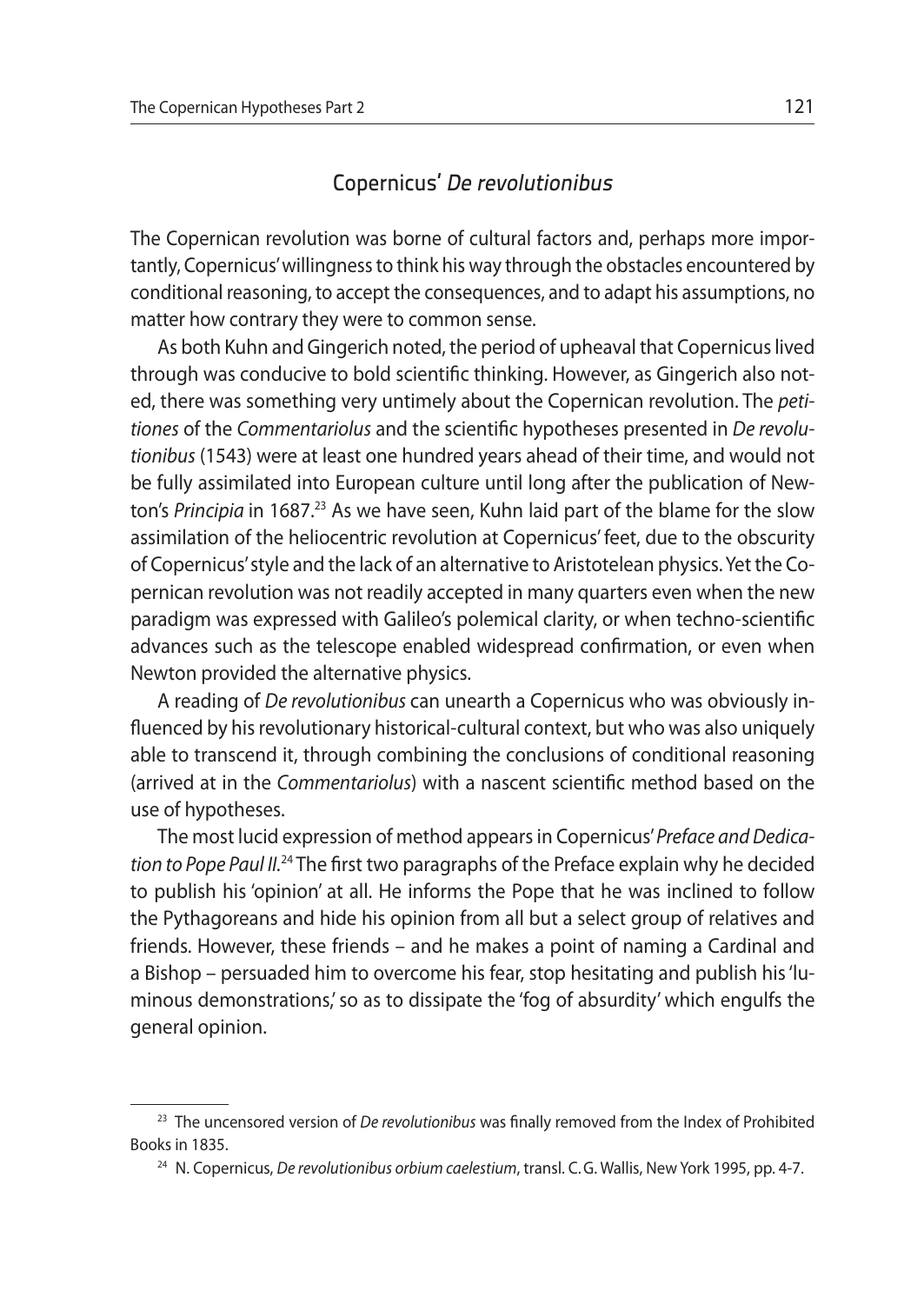## Copernicus' *De revolutionibus*

The Copernican revolution was borne of cultural factors and, perhaps more importantly, Copernicus' willingness to think his way through the obstacles encountered by conditional reasoning, to accept the consequences, and to adapt his assumptions, no matter how contrary they were to common sense.

As both Kuhn and Gingerich noted, the period of upheaval that Copernicus lived through was conducive to bold scientific thinking. However, as Gingerich also noted, there was something very untimely about the Copernican revolution. The *petitiones* of the *Commentariolus* and the scientific hypotheses presented in *De revolutionibus* (1543) were at least one hundred years ahead of their time, and would not be fully assimilated into European culture until long after the publication of Newton's *Principia* in 1687.[23] As we have seen, Kuhn laid part of the blame for the slow assimilation of the heliocentric revolution at Copernicus' feet, due to the obscurity of Copernicus' style and the lack of an alternative to Aristotelean physics. Yet the Copernican revolution was not readily accepted in many quarters even when the new paradigm was expressed with Galileo's polemical clarity, or when techno-scientific advances such as the telescope enabled widespread confirmation, or even when Newton provided the alternative physics.

A reading of *De revolutionibus* can unearth a Copernicus who was obviously influenced by his revolutionary historical-cultural context, but who was also uniquely able to transcend it, through combining the conclusions of conditional reasoning (arrived at in the *Commentariolus*) with a nascent scientific method based on the use of hypotheses.

The most lucid expression of method appears in Copernicus' *Preface and Dedication to Pope Paul II*.[24] The first two paragraphs of the Preface explain why he decided to publish his 'opinion' at all. He informs the Pope that he was inclined to follow the Pythagoreans and hide his opinion from all but a select group of relatives and friends. However, these friends – and he makes a point of naming a Cardinal and a Bishop – persuaded him to overcome his fear, stop hesitating and publish his 'luminous demonstrations,' so as to dissipate the 'fog of absurdity' which engulfs the general opinion.

---

[23] The uncensored version of *De revolutionibus* was finally removed from the Index of Prohibited Books in 1835.

[24] N. Copernicus, *De revolutionibus orbium caelestium*, transl. C. G. Wallis, New York 1995, pp. 4-7.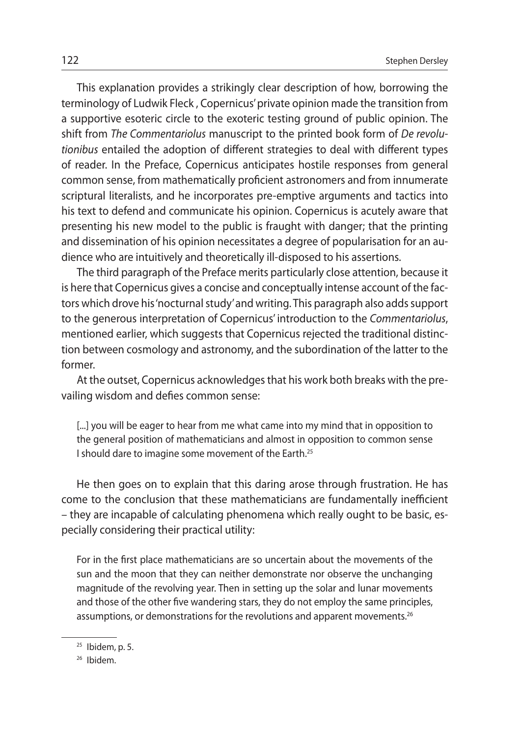This explanation provides a strikingly clear description of how, borrowing the terminology of Ludwik Fleck , Copernicus' private opinion made the transition from a supportive esoteric circle to the exoteric testing ground of public opinion. The shift from *The Commentariolus* manuscript to the printed book form of *De revolutionibus* entailed the adoption of different strategies to deal with different types of reader. In the Preface, Copernicus anticipates hostile responses from general common sense, from mathematically proficient astronomers and from innumerate scriptural literalists, and he incorporates pre-emptive arguments and tactics into his text to defend and communicate his opinion. Copernicus is acutely aware that presenting his new model to the public is fraught with danger; that the printing and dissemination of his opinion necessitates a degree of popularisation for an audience who are intuitively and theoretically ill-disposed to his assertions.

The third paragraph of the Preface merits particularly close attention, because it is here that Copernicus gives a concise and conceptually intense account of the factors which drove his 'nocturnal study' and writing. This paragraph also adds support to the generous interpretation of Copernicus' introduction to the *Commentariolus*, mentioned earlier, which suggests that Copernicus rejected the traditional distinction between cosmology and astronomy, and the subordination of the latter to the former.

At the outset, Copernicus acknowledges that his work both breaks with the prevailing wisdom and defies common sense:

> [...] you will be eager to hear from me what came into my mind that in opposition to the general position of mathematicians and almost in opposition to common sense I should dare to imagine some movement of the Earth.[25]

He then goes on to explain that this daring arose through frustration. He has come to the conclusion that these mathematicians are fundamentally inefficient – they are incapable of calculating phenomena which really ought to be basic, especially considering their practical utility:

> For in the first place mathematicians are so uncertain about the movements of the sun and the moon that they can neither demonstrate nor observe the unchanging magnitude of the revolving year. Then in setting up the solar and lunar movements and those of the other five wandering stars, they do not employ the same principles, assumptions, or demonstrations for the revolutions and apparent movements.[26]

---

[25] Ibidem, p. 5.

[26] Ibidem.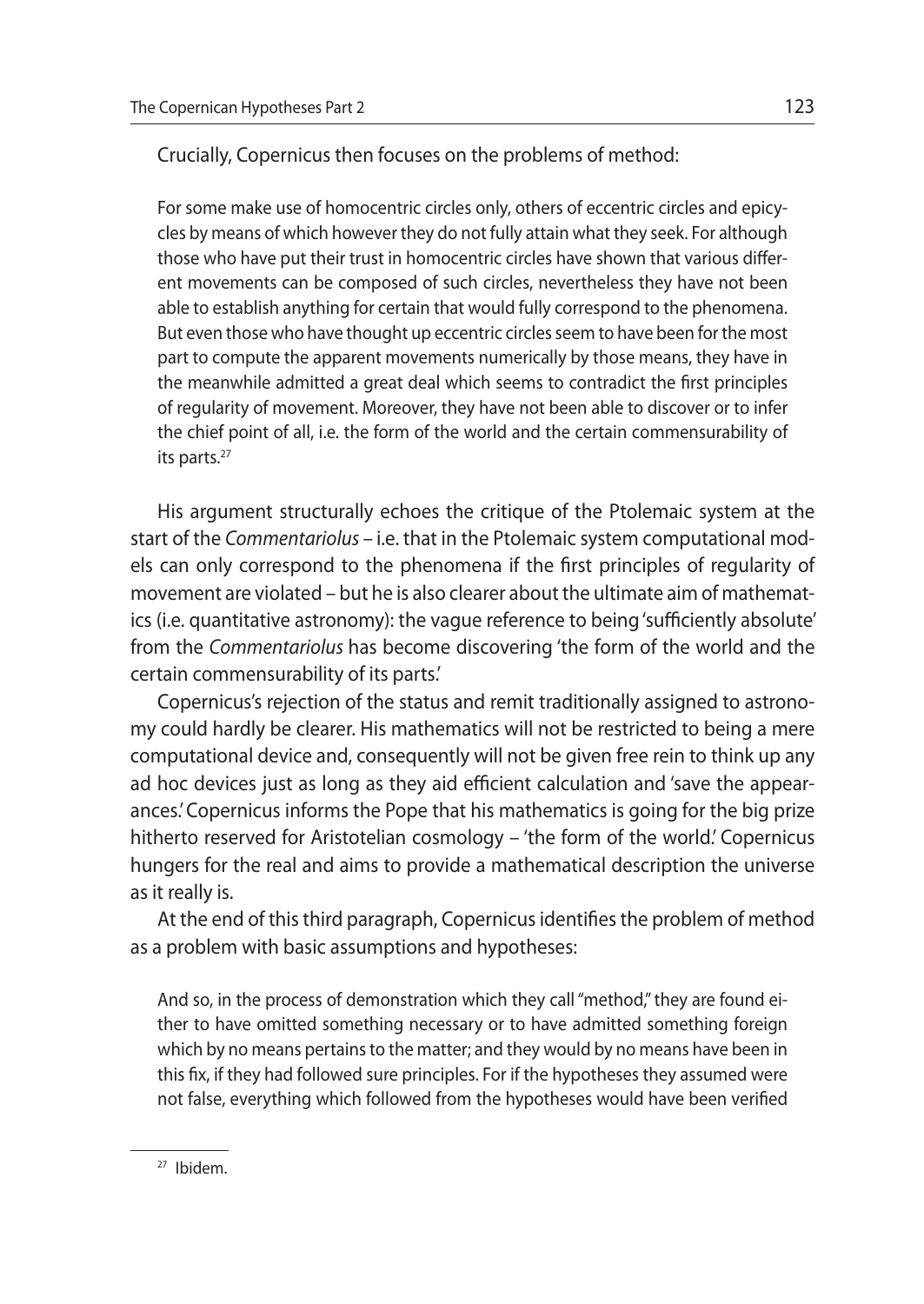Crucially, Copernicus then focuses on the problems of method:

> For some make use of homocentric circles only, others of eccentric circles and epicycles by means of which however they do not fully attain what they seek. For although those who have put their trust in homocentric circles have shown that various different movements can be composed of such circles, nevertheless they have not been able to establish anything for certain that would fully correspond to the phenomena. But even those who have thought up eccentric circles seem to have been for the most part to compute the apparent movements numerically by those means, they have in the meanwhile admitted a great deal which seems to contradict the first principles of regularity of movement. Moreover, they have not been able to discover or to infer the chief point of all, i.e. the form of the world and the certain commensurability of its parts.[27]

His argument structurally echoes the critique of the Ptolemaic system at the start of the *Commentariolus* – i.e. that in the Ptolemaic system computational models can only correspond to the phenomena if the first principles of regularity of movement are violated – but he is also clearer about the ultimate aim of mathematics (i.e. quantitative astronomy): the vague reference to being 'sufficiently absolute' from the *Commentariolus* has become discovering 'the form of the world and the certain commensurability of its parts.'

Copernicus's rejection of the status and remit traditionally assigned to astronomy could hardly be clearer. His mathematics will not be restricted to being a mere computational device and, consequently will not be given free rein to think up any ad hoc devices just as long as they aid efficient calculation and 'save the appearances.' Copernicus informs the Pope that his mathematics is going for the big prize hitherto reserved for Aristotelian cosmology – 'the form of the world.' Copernicus hungers for the real and aims to provide a mathematical description the universe as it really is.

At the end of this third paragraph, Copernicus identifies the problem of method as a problem with basic assumptions and hypotheses:

> And so, in the process of demonstration which they call "method," they are found either to have omitted something necessary or to have admitted something foreign which by no means pertains to the matter; and they would by no means have been in this fix, if they had followed sure principles. For if the hypotheses they assumed were not false, everything which followed from the hypotheses would have been verified

[27] Ibidem.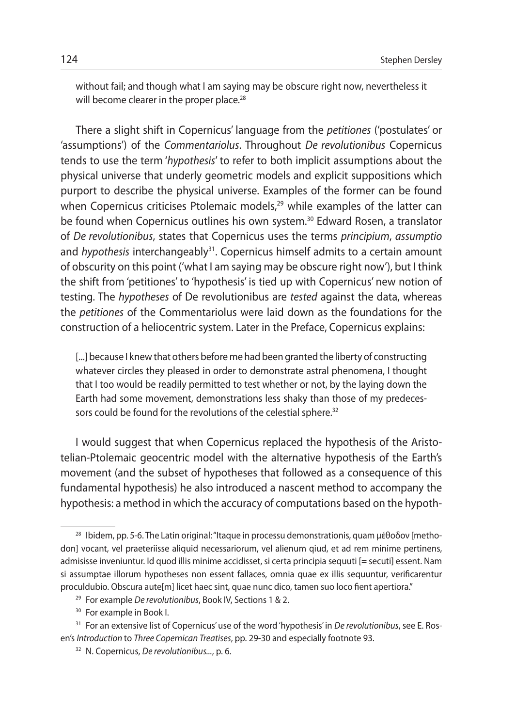without fail; and though what I am saying may be obscure right now, nevertheless it will become clearer in the proper place.[28]

There a slight shift in Copernicus' language from the *petitiones* ('postulates' or 'assumptions') of the *Commentariolus*. Throughout *De revolutionibus* Copernicus tends to use the term '*hypothesis*' to refer to both implicit assumptions about the physical universe that underly geometric models and explicit suppositions which purport to describe the physical universe. Examples of the former can be found when Copernicus criticises Ptolemaic models,[29] while examples of the latter can be found when Copernicus outlines his own system.[30] Edward Rosen, a translator of *De revolutionibus*, states that Copernicus uses the terms *principium*, *assumptio* and *hypothesis* interchangeably[31]. Copernicus himself admits to a certain amount of obscurity on this point ('what I am saying may be obscure right now'), but I think the shift from 'petitiones' to 'hypothesis' is tied up with Copernicus' new notion of testing. The *hypotheses* of De revolutionibus are *tested* against the data, whereas the *petitiones* of the Commentariolus were laid down as the foundations for the construction of a heliocentric system. Later in the Preface, Copernicus explains:

> [...] because I knew that others before me had been granted the liberty of constructing whatever circles they pleased in order to demonstrate astral phenomena, I thought that I too would be readily permitted to test whether or not, by the laying down the Earth had some movement, demonstrations less shaky than those of my predecessors could be found for the revolutions of the celestial sphere.[32]

I would suggest that when Copernicus replaced the hypothesis of the Aristotelian-Ptolemaic geocentric model with the alternative hypothesis of the Earth's movement (and the subset of hypotheses that followed as a consequence of this fundamental hypothesis) he also introduced a nascent method to accompany the hypothesis: a method in which the accuracy of computations based on the hypoth-

---

[28] Ibidem, pp. 5-6. The Latin original: "Itaque in processu demonstrationis, quam μέθοδον [methodon] vocant, vel praeteriisse aliquid necessariorum, vel alienum qiud, et ad rem minime pertinens, admisisse inveniuntur. Id quod illis minime accidisset, si certa principia sequuti [= secuti] essent. Nam si assumptae illorum hypotheses non essent fallaces, omnia quae ex illis sequuntur, verificarentur proculdubio. Obscura aute[m] licet haec sint, quae nunc dico, tamen suo loco fient apertiora."

[29] For example *De revolutionibus*, Book IV, Sections 1 & 2.

[30] For example in Book I.

[31] For an extensive list of Copernicus' use of the word 'hypothesis' in *De revolutionibus*, see E. Rosen's *Introduction* to *Three Copernican Treatises*, pp. 29-30 and especially footnote 93.

[32] N. Copernicus, *De revolutionibus...*, p. 6.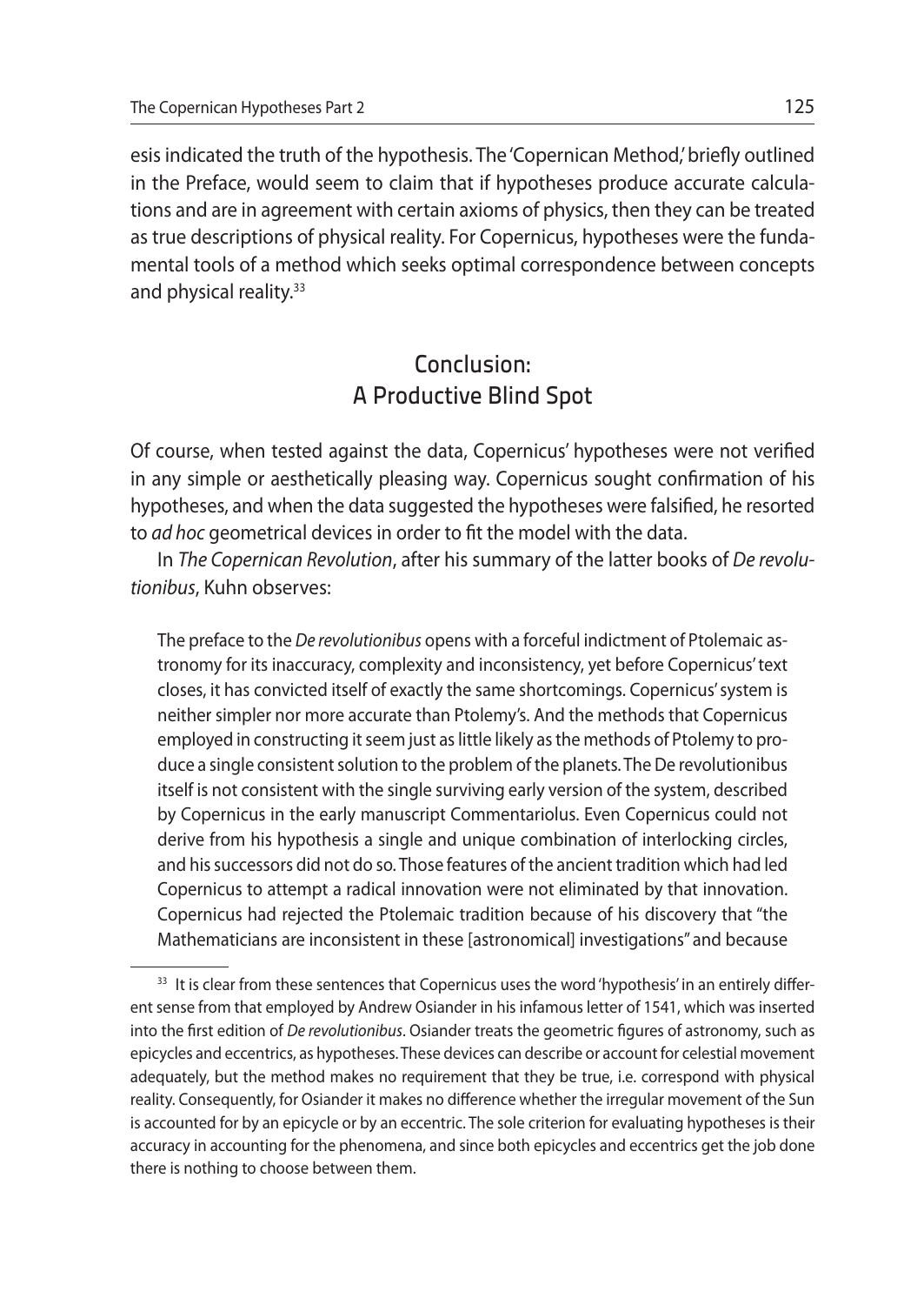esis indicated the truth of the hypothesis. The 'Copernican Method,' briefly outlined in the Preface, would seem to claim that if hypotheses produce accurate calculations and are in agreement with certain axioms of physics, then they can be treated as true descriptions of physical reality. For Copernicus, hypotheses were the fundamental tools of a method which seeks optimal correspondence between concepts and physical reality.[33]

## Conclusion:
## A Productive Blind Spot

Of course, when tested against the data, Copernicus' hypotheses were not verified in any simple or aesthetically pleasing way. Copernicus sought confirmation of his hypotheses, and when the data suggested the hypotheses were falsified, he resorted to *ad hoc* geometrical devices in order to fit the model with the data.

In *The Copernican Revolution*, after his summary of the latter books of *De revolutionibus*, Kuhn observes:

> The preface to the *De revolutionibus* opens with a forceful indictment of Ptolemaic astronomy for its inaccuracy, complexity and inconsistency, yet before Copernicus' text closes, it has convicted itself of exactly the same shortcomings. Copernicus' system is neither simpler nor more accurate than Ptolemy's. And the methods that Copernicus employed in constructing it seem just as little likely as the methods of Ptolemy to produce a single consistent solution to the problem of the planets. The De revolutionibus itself is not consistent with the single surviving early version of the system, described by Copernicus in the early manuscript Commentariolus. Even Copernicus could not derive from his hypothesis a single and unique combination of interlocking circles, and his successors did not do so. Those features of the ancient tradition which had led Copernicus to attempt a radical innovation were not eliminated by that innovation. Copernicus had rejected the Ptolemaic tradition because of his discovery that "the Mathematicians are inconsistent in these [astronomical] investigations" and because

[33] It is clear from these sentences that Copernicus uses the word 'hypothesis' in an entirely different sense from that employed by Andrew Osiander in his infamous letter of 1541, which was inserted into the first edition of *De revolutionibus*. Osiander treats the geometric figures of astronomy, such as epicycles and eccentrics, as hypotheses. These devices can describe or account for celestial movement adequately, but the method makes no requirement that they be true, i.e. correspond with physical reality. Consequently, for Osiander it makes no difference whether the irregular movement of the Sun is accounted for by an epicycle or by an eccentric. The sole criterion for evaluating hypotheses is their accuracy in accounting for the phenomena, and since both epicycles and eccentrics get the job done there is nothing to choose between them.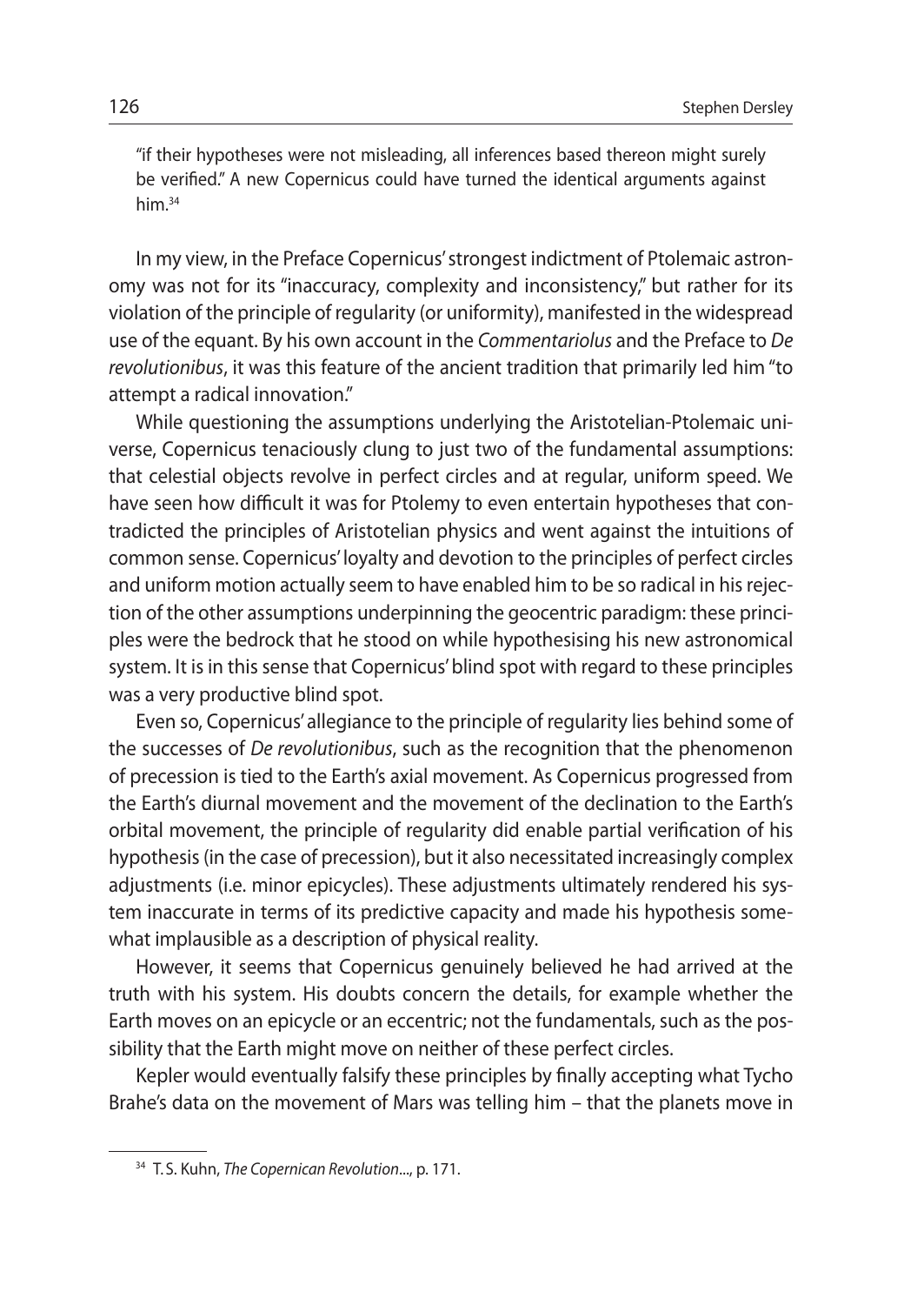> "if their hypotheses were not misleading, all inferences based thereon might surely be verified." A new Copernicus could have turned the identical arguments against him.[34]

In my view, in the Preface Copernicus' strongest indictment of Ptolemaic astronomy was not for its "inaccuracy, complexity and inconsistency," but rather for its violation of the principle of regularity (or uniformity), manifested in the widespread use of the equant. By his own account in the *Commentariolus* and the Preface to *De revolutionibus*, it was this feature of the ancient tradition that primarily led him "to attempt a radical innovation."

While questioning the assumptions underlying the Aristotelian-Ptolemaic universe, Copernicus tenaciously clung to just two of the fundamental assumptions: that celestial objects revolve in perfect circles and at regular, uniform speed. We have seen how difficult it was for Ptolemy to even entertain hypotheses that contradicted the principles of Aristotelian physics and went against the intuitions of common sense. Copernicus' loyalty and devotion to the principles of perfect circles and uniform motion actually seem to have enabled him to be so radical in his rejection of the other assumptions underpinning the geocentric paradigm: these principles were the bedrock that he stood on while hypothesising his new astronomical system. It is in this sense that Copernicus' blind spot with regard to these principles was a very productive blind spot.

Even so, Copernicus' allegiance to the principle of regularity lies behind some of the successes of *De revolutionibus*, such as the recognition that the phenomenon of precession is tied to the Earth's axial movement. As Copernicus progressed from the Earth's diurnal movement and the movement of the declination to the Earth's orbital movement, the principle of regularity did enable partial verification of his hypothesis (in the case of precession), but it also necessitated increasingly complex adjustments (i.e. minor epicycles). These adjustments ultimately rendered his system inaccurate in terms of its predictive capacity and made his hypothesis somewhat implausible as a description of physical reality.

However, it seems that Copernicus genuinely believed he had arrived at the truth with his system. His doubts concern the details, for example whether the Earth moves on an epicycle or an eccentric; not the fundamentals, such as the possibility that the Earth might move on neither of these perfect circles.

Kepler would eventually falsify these principles by finally accepting what Tycho Brahe's data on the movement of Mars was telling him – that the planets move in

---

[34] T. S. Kuhn, *The Copernican Revolution*..., p. 171.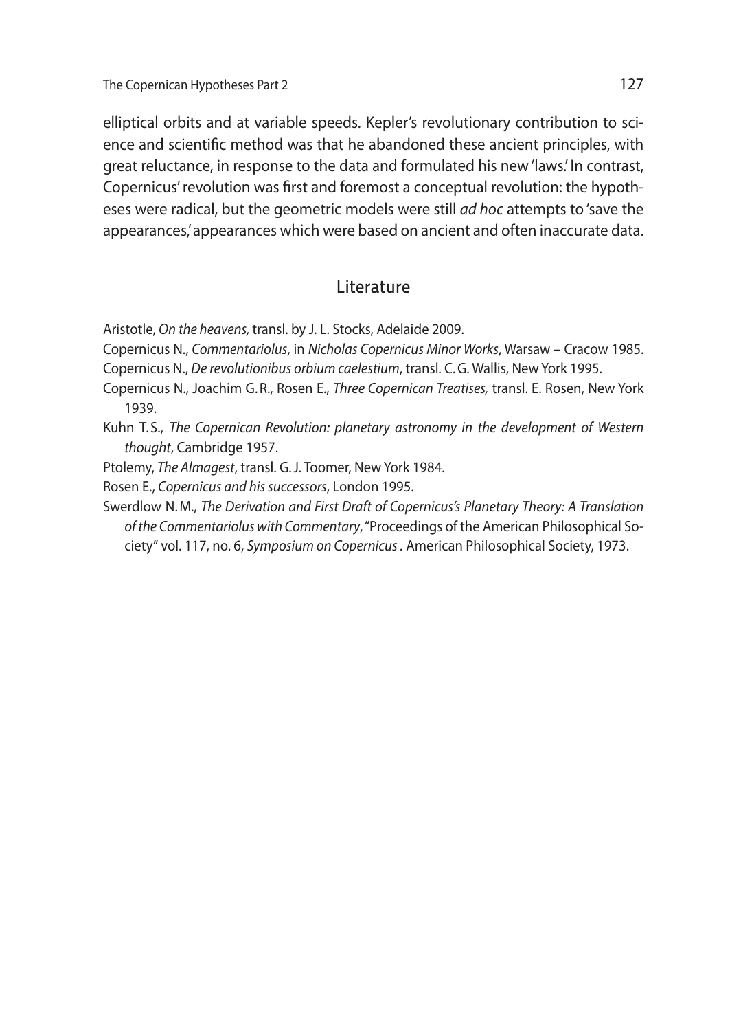elliptical orbits and at variable speeds. Kepler's revolutionary contribution to science and scientific method was that he abandoned these ancient principles, with great reluctance, in response to the data and formulated his new 'laws.' In contrast, Copernicus' revolution was first and foremost a conceptual revolution: the hypotheses were radical, but the geometric models were still *ad hoc* attempts to 'save the appearances,' appearances which were based on ancient and often inaccurate data.

## Literature

Aristotle, *On the heavens,* transl. by J. L. Stocks, Adelaide 2009.

Copernicus N., *Commentariolus*, in *Nicholas Copernicus Minor Works*, Warsaw – Cracow 1985.

Copernicus N., *De revolutionibus orbium caelestium*, transl. C. G. Wallis, New York 1995.

Copernicus N., Joachim G. R., Rosen E., *Three Copernican Treatises,* transl. E. Rosen, New York 1939.

Kuhn T. S., *The Copernican Revolution: planetary astronomy in the development of Western thought*, Cambridge 1957.

Ptolemy, *The Almagest*, transl. G. J. Toomer, New York 1984.

Rosen E., *Copernicus and his successors*, London 1995.

Swerdlow N. M., *The Derivation and First Draft of Copernicus's Planetary Theory: A Translation of the Commentariolus with Commentary*, "Proceedings of the American Philosophical Society" vol. 117, no. 6, *Symposium on Copernicus* . American Philosophical Society, 1973.